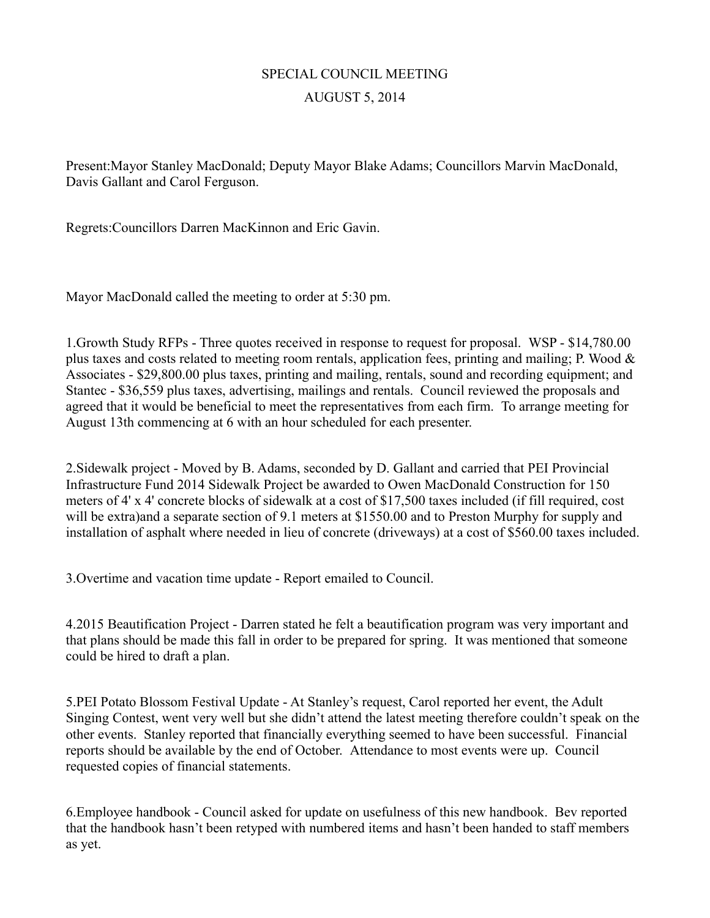# SPECIAL COUNCIL MEETING

## AUGUST 5, 2014

Present:Mayor Stanley MacDonald; Deputy Mayor Blake Adams; Councillors Marvin MacDonald, Davis Gallant and Carol Ferguson.

Regrets:Councillors Darren MacKinnon and Eric Gavin.

Mayor MacDonald called the meeting to order at 5:30 pm.

1.Growth Study RFPs - Three quotes received in response to request for proposal. WSP - $14,780.00 plus taxes and costs related to meeting room rentals, application fees, printing and mailing; P. Wood & Associates - $29,800.00 plus taxes, printing and mailing, rentals, sound and recording equipment; and Stantec - $36,559 plus taxes, advertising, mailings and rentals. Council reviewed the proposals and agreed that it would be beneficial to meet the representatives from each firm. To arrange meeting for August 13th commencing at 6 with an hour scheduled for each presenter.

2.Sidewalk project - Moved by B. Adams, seconded by D. Gallant and carried that PEI Provincial Infrastructure Fund 2014 Sidewalk Project be awarded to Owen MacDonald Construction for 150 meters of 4' x 4' concrete blocks of sidewalk at a cost of $17,500 taxes included (if fill required, cost will be extra)and a separate section of 9.1 meters at $1550.00 and to Preston Murphy for supply and installation of asphalt where needed in lieu of concrete (driveways) at a cost of $560.00 taxes included.

3.Overtime and vacation time update - Report emailed to Council.

4.2015 Beautification Project - Darren stated he felt a beautification program was very important and that plans should be made this fall in order to be prepared for spring. It was mentioned that someone could be hired to draft a plan.

5.PEI Potato Blossom Festival Update - At Stanley's request, Carol reported her event, the Adult Singing Contest, went very well but she didn't attend the latest meeting therefore couldn't speak on the other events. Stanley reported that financially everything seemed to have been successful. Financial reports should be available by the end of October. Attendance to most events were up. Council requested copies of financial statements.

6.Employee handbook - Council asked for update on usefulness of this new handbook. Bev reported that the handbook hasn't been retyped with numbered items and hasn't been handed to staff members as yet.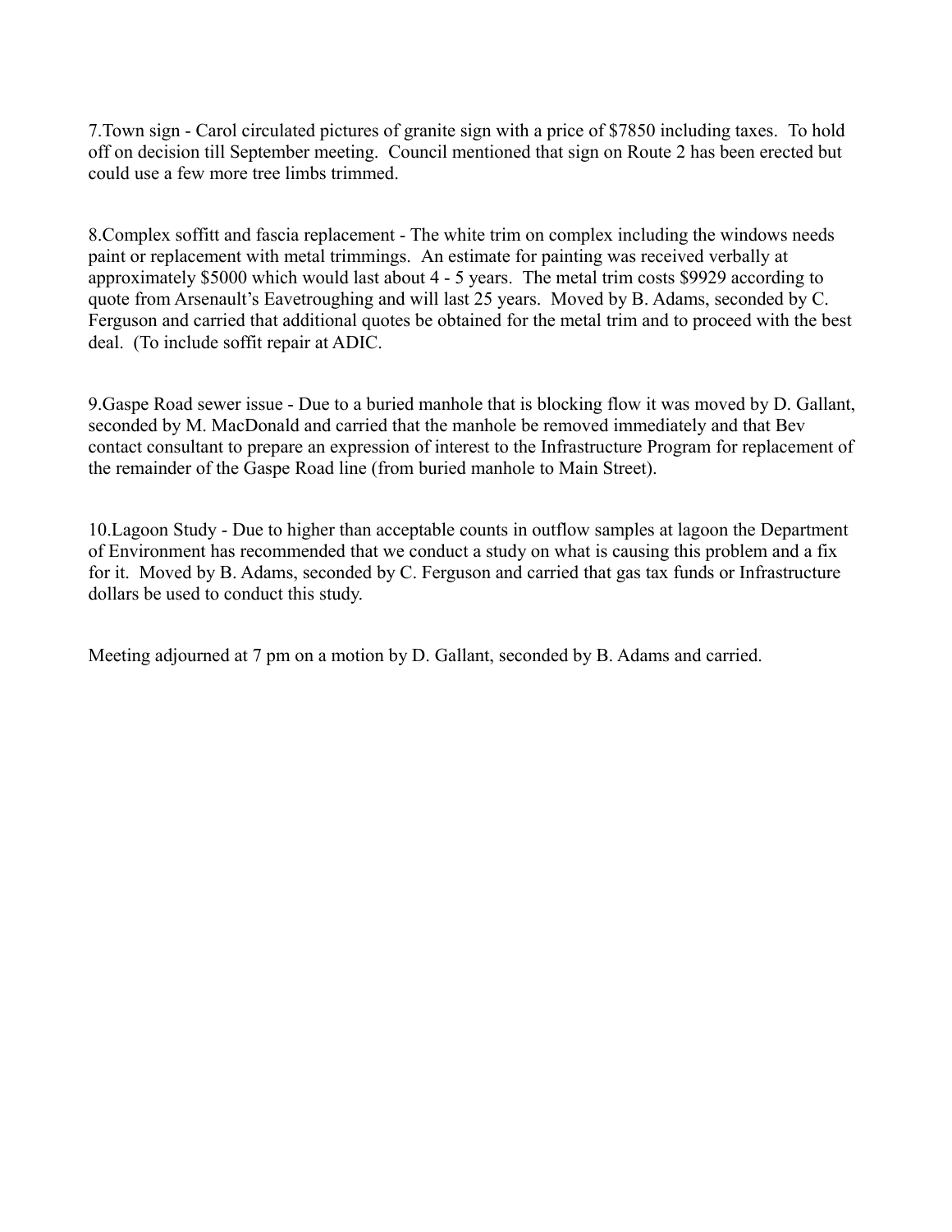7.Town sign - Carol circulated pictures of granite sign with a price of $7850 including taxes. To hold off on decision till September meeting. Council mentioned that sign on Route 2 has been erected but could use a few more tree limbs trimmed.

8.Complex soffitt and fascia replacement - The white trim on complex including the windows needs paint or replacement with metal trimmings. An estimate for painting was received verbally at approximately $5000 which would last about 4 - 5 years. The metal trim costs $9929 according to quote from Arsenault's Eavetroughing and will last 25 years. Moved by B. Adams, seconded by C. Ferguson and carried that additional quotes be obtained for the metal trim and to proceed with the best deal. (To include soffit repair at ADIC.

9.Gaspe Road sewer issue - Due to a buried manhole that is blocking flow it was moved by D. Gallant, seconded by M. MacDonald and carried that the manhole be removed immediately and that Bev contact consultant to prepare an expression of interest to the Infrastructure Program for replacement of the remainder of the Gaspe Road line (from buried manhole to Main Street).

10.Lagoon Study - Due to higher than acceptable counts in outflow samples at lagoon the Department of Environment has recommended that we conduct a study on what is causing this problem and a fix for it. Moved by B. Adams, seconded by C. Ferguson and carried that gas tax funds or Infrastructure dollars be used to conduct this study.

Meeting adjourned at 7 pm on a motion by D. Gallant, seconded by B. Adams and carried.